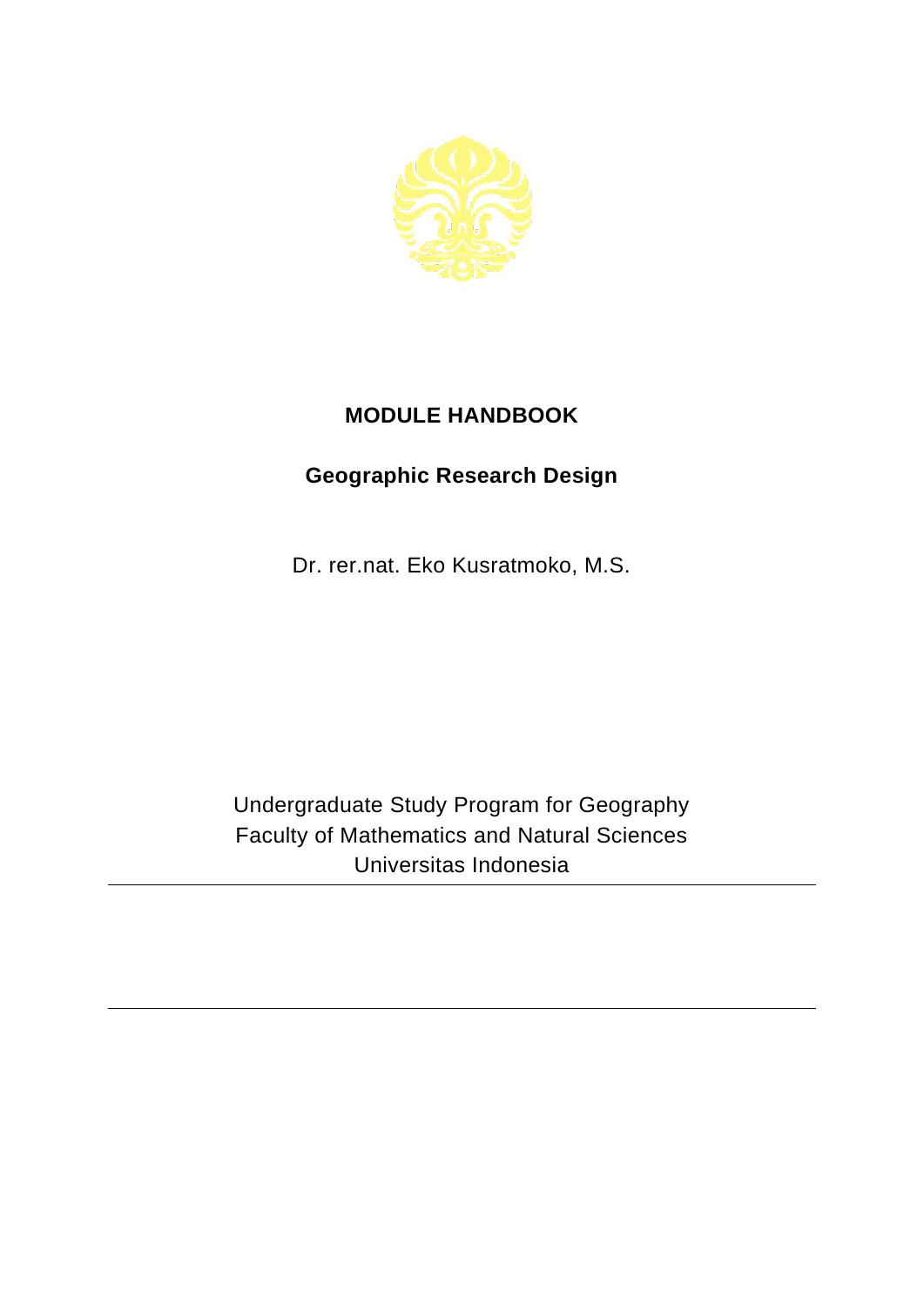# MODULE HANDBOOK

## Geographic Research Design

Dr. rer.nat. Eko Kusratmoko, M.S.

Undergraduate Study Program for Geography
Faculty of Mathematics and Natural Sciences
Universitas Indonesia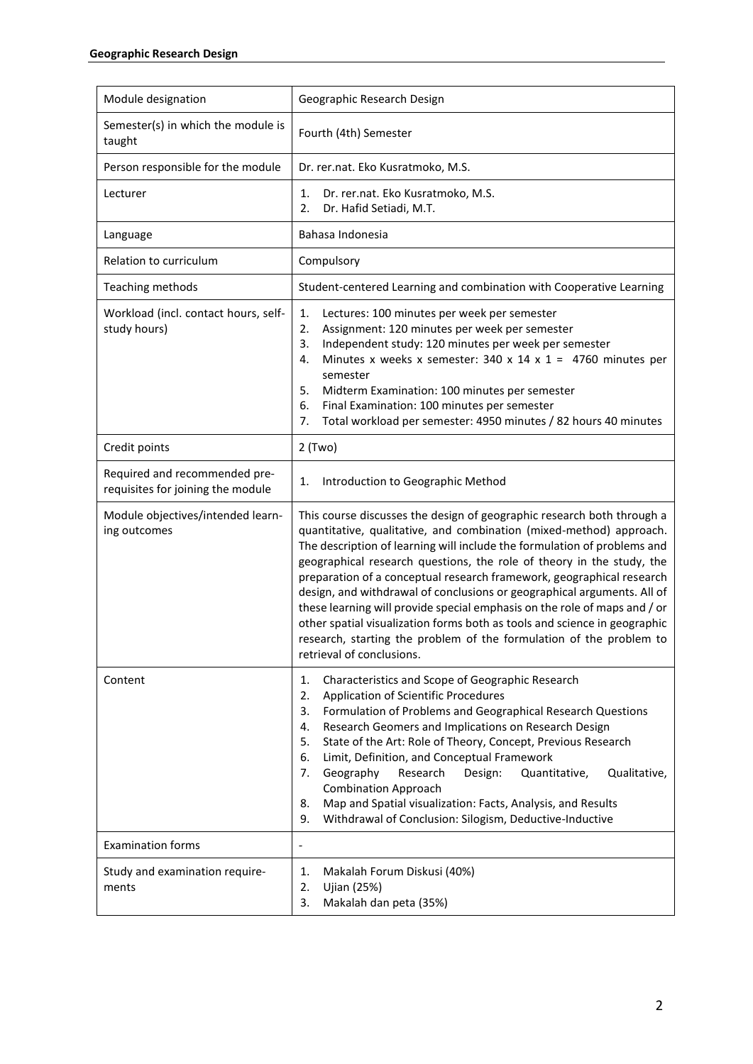| Module designation | Geographic Research Design |
|---|---|
| Semester(s) in which the module is taught | Fourth (4th) Semester |
| Person responsible for the module | Dr. rer.nat. Eko Kusratmoko, M.S. |
| Lecturer | 1. Dr. rer.nat. Eko Kusratmoko, M.S.<br>2. Dr. Hafid Setiadi, M.T. |
| Language | Bahasa Indonesia |
| Relation to curriculum | Compulsory |
| Teaching methods | Student-centered Learning and combination with Cooperative Learning |
| Workload (incl. contact hours, self-study hours) | 1. Lectures: 100 minutes per week per semester<br>2. Assignment: 120 minutes per week per semester<br>3. Independent study: 120 minutes per week per semester<br>4. Minutes x weeks x semester: 340 x 14 x 1 = 4760 minutes per semester<br>5. Midterm Examination: 100 minutes per semester<br>6. Final Examination: 100 minutes per semester<br>7. Total workload per semester: 4950 minutes / 82 hours 40 minutes |
| Credit points | 2 (Two) |
| Required and recommended pre-requisites for joining the module | 1. Introduction to Geographic Method |
| Module objectives/intended learning outcomes | This course discusses the design of geographic research both through a quantitative, qualitative, and combination (mixed-method) approach. The description of learning will include the formulation of problems and geographical research questions, the role of theory in the study, the preparation of a conceptual research framework, geographical research design, and withdrawal of conclusions or geographical arguments. All of these learning will provide special emphasis on the role of maps and / or other spatial visualization forms both as tools and science in geographic research, starting the problem of the formulation of the problem to retrieval of conclusions. |
| Content | 1. Characteristics and Scope of Geographic Research<br>2. Application of Scientific Procedures<br>3. Formulation of Problems and Geographical Research Questions<br>4. Research Geomers and Implications on Research Design<br>5. State of the Art: Role of Theory, Concept, Previous Research<br>6. Limit, Definition, and Conceptual Framework<br>7. Geography Research Design: Quantitative, Qualitative, Combination Approach<br>8. Map and Spatial visualization: Facts, Analysis, and Results<br>9. Withdrawal of Conclusion: Silogism, Deductive-Inductive |
| Examination forms | - |
| Study and examination requirements | 1. Makalah Forum Diskusi (40%)<br>2. Ujian (25%)<br>3. Makalah dan peta (35%) |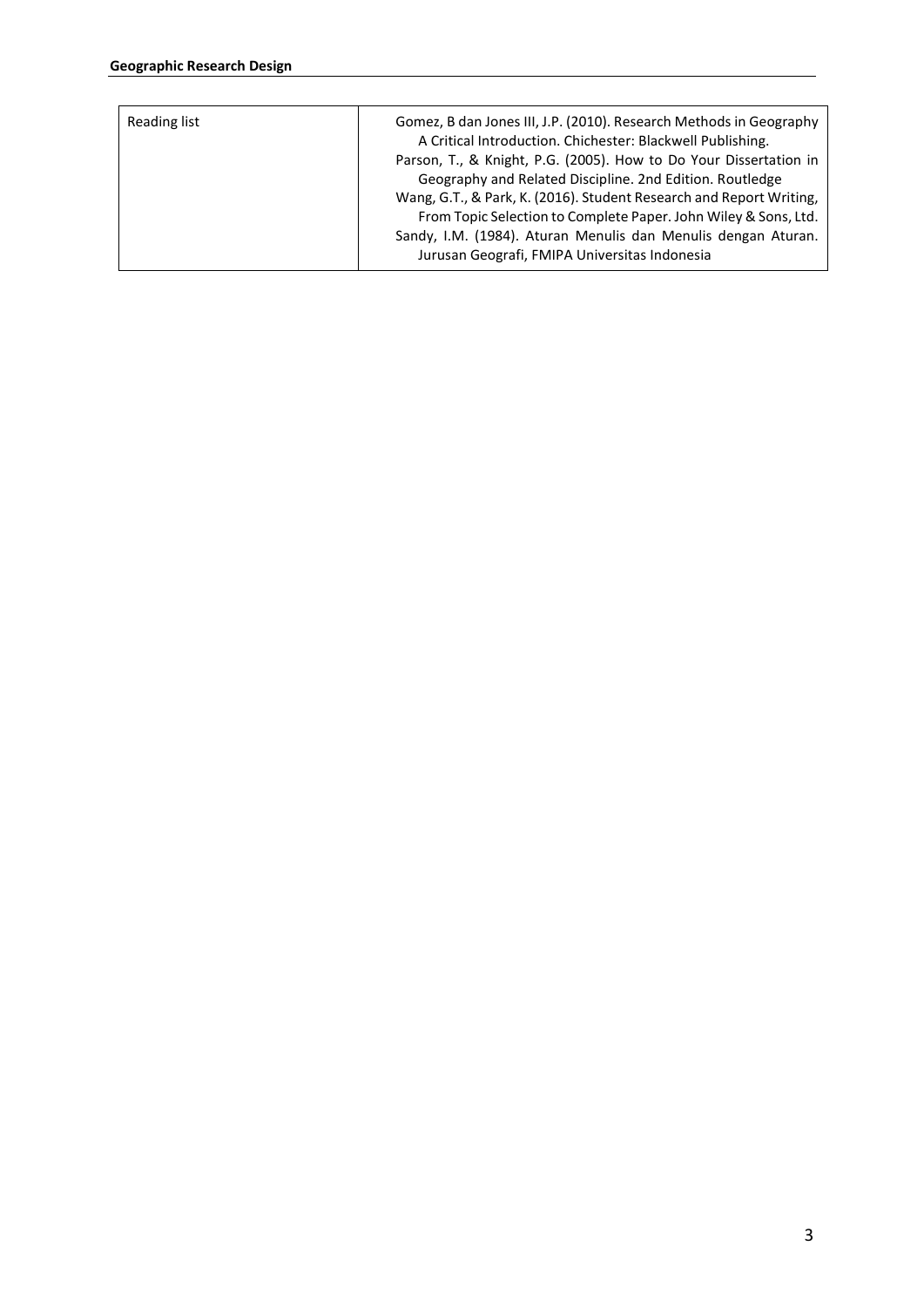| | |
|---|---|
| Reading list | Gomez, B dan Jones III, J.P. (2010). Research Methods in Geography A Critical Introduction. Chichester: Blackwell Publishing.<br>Parson, T., & Knight, P.G. (2005). How to Do Your Dissertation in Geography and Related Discipline. 2nd Edition. Routledge<br>Wang, G.T., & Park, K. (2016). Student Research and Report Writing, From Topic Selection to Complete Paper. John Wiley & Sons, Ltd.<br>Sandy, I.M. (1984). Aturan Menulis dan Menulis dengan Aturan. Jurusan Geografi, FMIPA Universitas Indonesia |